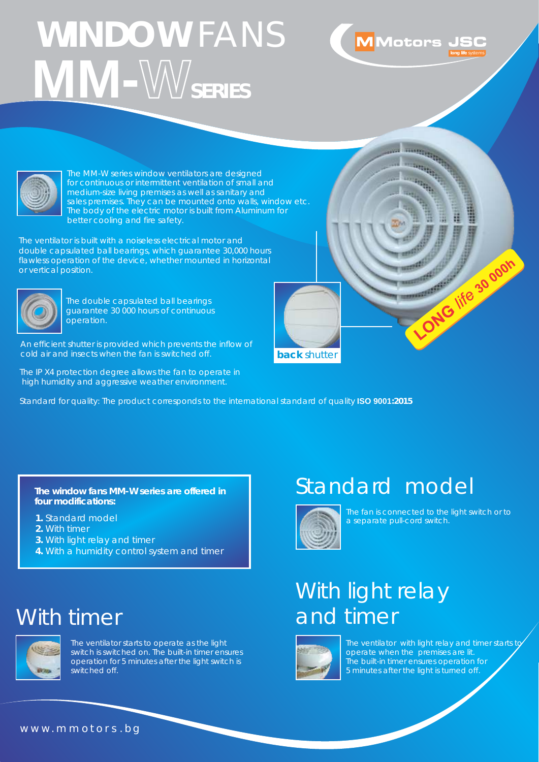# WINDOW FANS MM-W SERIES

MMotors JSC
long life systems

The MM-W series window ventilators are designed for continuous or intermittent ventilation of small and medium-size living premises as well as sanitary and sales premises. They can be mounted onto walls, window etc. The body of the electric motor is built from Aluminum for better cooling and fire safety.

The ventilator is built with a noiseless electrical motor and double capsulated ball bearings, which guarantee 30,000 hours flawless operation of the device, whether mounted in horizontal or vertical position.

The double capsulated ball bearings guarantee 30 000 hours of continuous operation.

An efficient shutter is provided which prevents the inflow of cold air and insects when the fan is switched off.

**back** shutter

LONG life 30 000h

The IP X4 protection degree allows the fan to operate in high humidity and aggressive weather environment.

Standard for quality: The product corresponds to the international standard of quality **ISO 9001:2015**

**The window fans MM-W series are offered in four modifications:**

1. Standard model
2. With timer
3. With light relay and timer
4. With a humidity control system and timer

## Standard model

The fan is connected to the light switch or to a separate pull-cord switch.

## With timer

The ventilator starts to operate as the light switch is switched on. The built-in timer ensures operation for 5 minutes after the light switch is switched off.

## With light relay and timer

The ventilator with light relay and timer starts to operate when the premises are lit. The built-in timer ensures operation for 5 minutes after the light is turned off.

www.mmotors.bg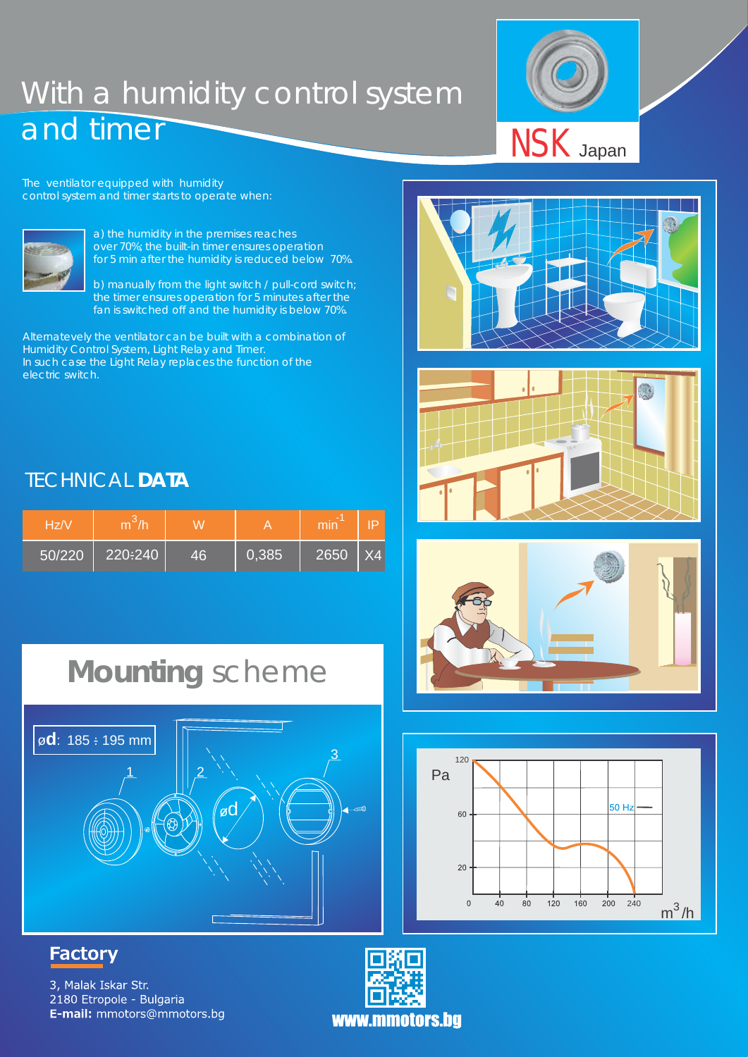# With a humidity control system and timer

NSK Japan

The ventilator equipped with humidity control system and timer starts to operate when:

a) the humidity in the premises reaches over 70%; the built-in timer ensures operation for 5 min after the humidity is reduced below 70%.

b) manually from the light switch / pull-cord switch; the timer ensures operation for 5 minutes after the fan is switched off and the humidity is below 70%.

Alternatevely the ventilator can be built with a combination of Humidity Control System, Light Relay and Timer. In such case the Light Relay replaces the function of the electric switch.

## TECHNICAL DATA

| Hz/V | $m^3/h$ | W | A | $min^{-1}$ | IP |
|---|---|---|---|---|---|
| 50/220 | 220÷240 | 46 | 0,385 | 2650 | X4 |

## Mounting scheme

ød: 185 ÷ 195 mm

1 2 ød 3

Pa

120

60

20

0 40 80 120 160 200 240

$m^3/h$

50 Hz

## Factory

3, Malak Iskar Str.
2180 Etropole - Bulgaria
**E-mail:** mmotors@mmotors.bg

www.mmotors.bg